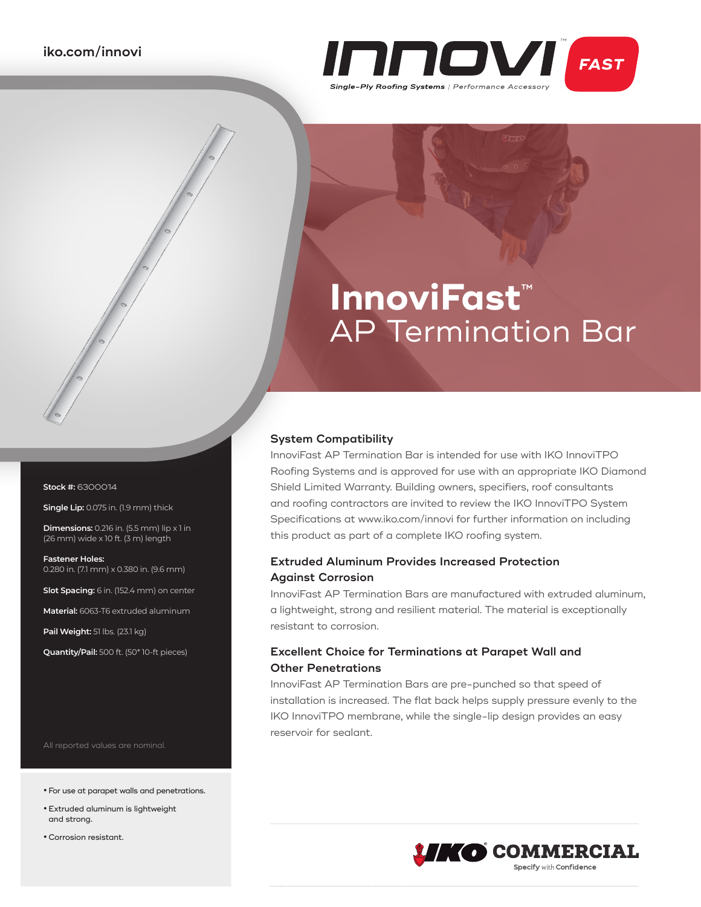iko.com/innovi

INNOVI™ FAST

Single-Ply Roofing Systems | Performance Accessory

# InnoviFast™ AP Termination Bar

**Stock #:** 6300014

**Single Lip:** 0.075 in. (1.9 mm) thick

**Dimensions:** 0.216 in. (5.5 mm) lip x 1 in (26 mm) wide x 10 ft. (3 m) length

**Fastener Holes:** 0.280 in. (7.1 mm) x 0.380 in. (9.6 mm)

**Slot Spacing:** 6 in. (152.4 mm) on center

**Material:** 6063-T6 extruded aluminum

**Pail Weight:** 51 lbs. (23.1 kg)

**Quantity/Pail:** 500 ft. (50* 10-ft pieces)

All reported values are nominal.

- For use at parapet walls and penetrations.
- Extruded aluminum is lightweight and strong.
- Corrosion resistant.

## System Compatibility

InnoviFast AP Termination Bar is intended for use with IKO InnoviTPO Roofing Systems and is approved for use with an appropriate IKO Diamond Shield Limited Warranty. Building owners, specifiers, roof consultants and roofing contractors are invited to review the IKO InnoviTPO System Specifications at www.iko.com/innovi for further information on including this product as part of a complete IKO roofing system.

## Extruded Aluminum Provides Increased Protection Against Corrosion

InnoviFast AP Termination Bars are manufactured with extruded aluminum, a lightweight, strong and resilient material. The material is exceptionally resistant to corrosion.

## Excellent Choice for Terminations at Parapet Wall and Other Penetrations

InnoviFast AP Termination Bars are pre-punched so that speed of installation is increased. The flat back helps supply pressure evenly to the IKO InnoviTPO membrane, while the single-lip design provides an easy reservoir for sealant.

IKO COMMERCIAL

Specify with Confidence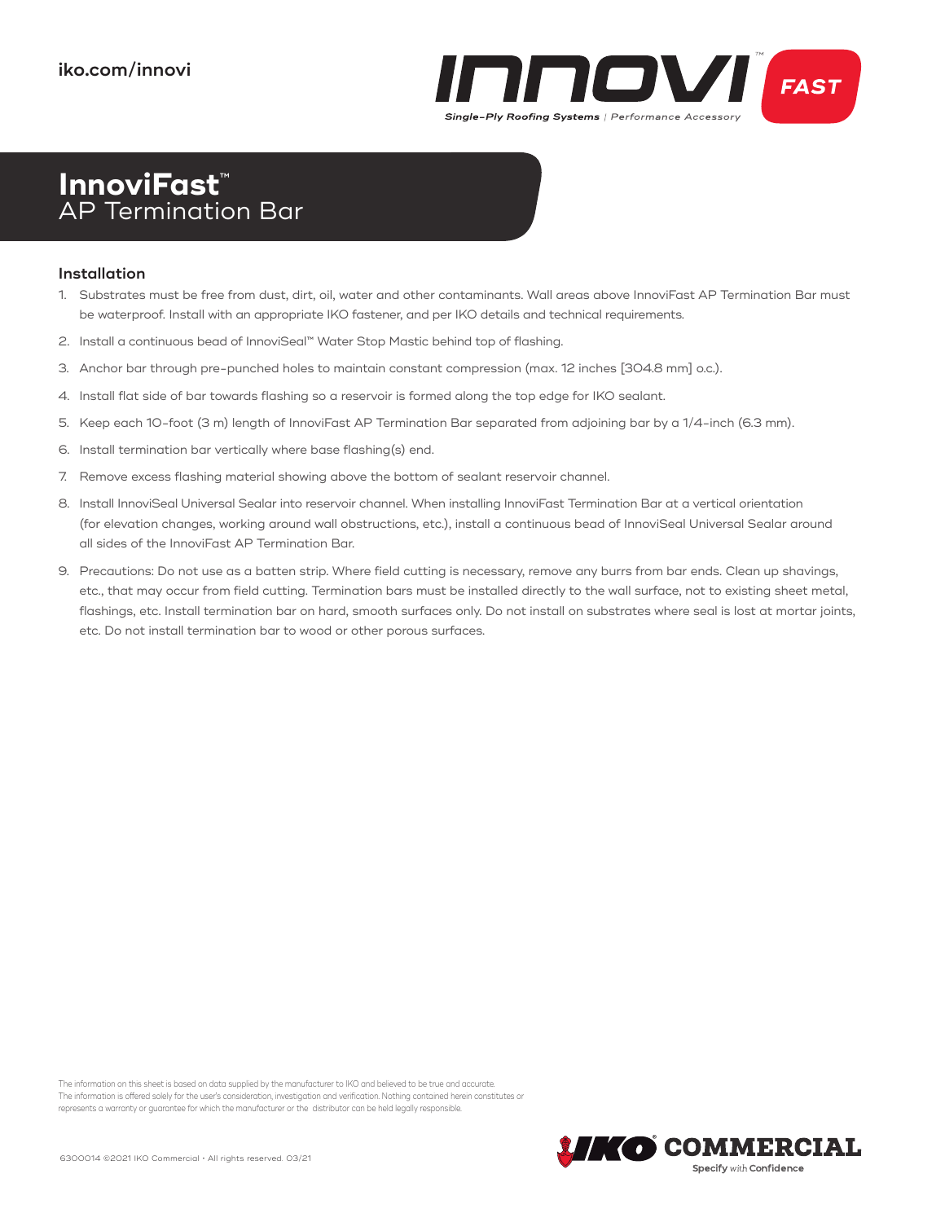iko.com/innovi

INNOVI™ FAST

Single-Ply Roofing Systems | Performance Accessory

# InnoviFast™ AP Termination Bar

## Installation

1. Substrates must be free from dust, dirt, oil, water and other contaminants. Wall areas above InnoviFast AP Termination Bar must be waterproof. Install with an appropriate IKO fastener, and per IKO details and technical requirements.
2. Install a continuous bead of InnoviSeal™ Water Stop Mastic behind top of flashing.
3. Anchor bar through pre-punched holes to maintain constant compression (max. 12 inches [304.8 mm] o.c.).
4. Install flat side of bar towards flashing so a reservoir is formed along the top edge for IKO sealant.
5. Keep each 10-foot (3 m) length of InnoviFast AP Termination Bar separated from adjoining bar by a 1/4-inch (6.3 mm).
6. Install termination bar vertically where base flashing(s) end.
7. Remove excess flashing material showing above the bottom of sealant reservoir channel.
8. Install InnoviSeal Universal Sealar into reservoir channel. When installing InnoviFast Termination Bar at a vertical orientation (for elevation changes, working around wall obstructions, etc.), install a continuous bead of InnoviSeal Universal Sealar around all sides of the InnoviFast AP Termination Bar.
9. Precautions: Do not use as a batten strip. Where field cutting is necessary, remove any burrs from bar ends. Clean up shavings, etc., that may occur from field cutting. Termination bars must be installed directly to the wall surface, not to existing sheet metal, flashings, etc. Install termination bar on hard, smooth surfaces only. Do not install on substrates where seal is lost at mortar joints, etc. Do not install termination bar to wood or other porous surfaces.

The information on this sheet is based on data supplied by the manufacturer to IKO and believed to be true and accurate. The information is offered solely for the user's consideration, investigation and verification. Nothing contained herein constitutes or represents a warranty or guarantee for which the manufacturer or the distributor can be held legally responsible.

6300014 ©2021 IKO Commercial • All rights reserved. 03/21

IKO® COMMERCIAL
Specify with Confidence